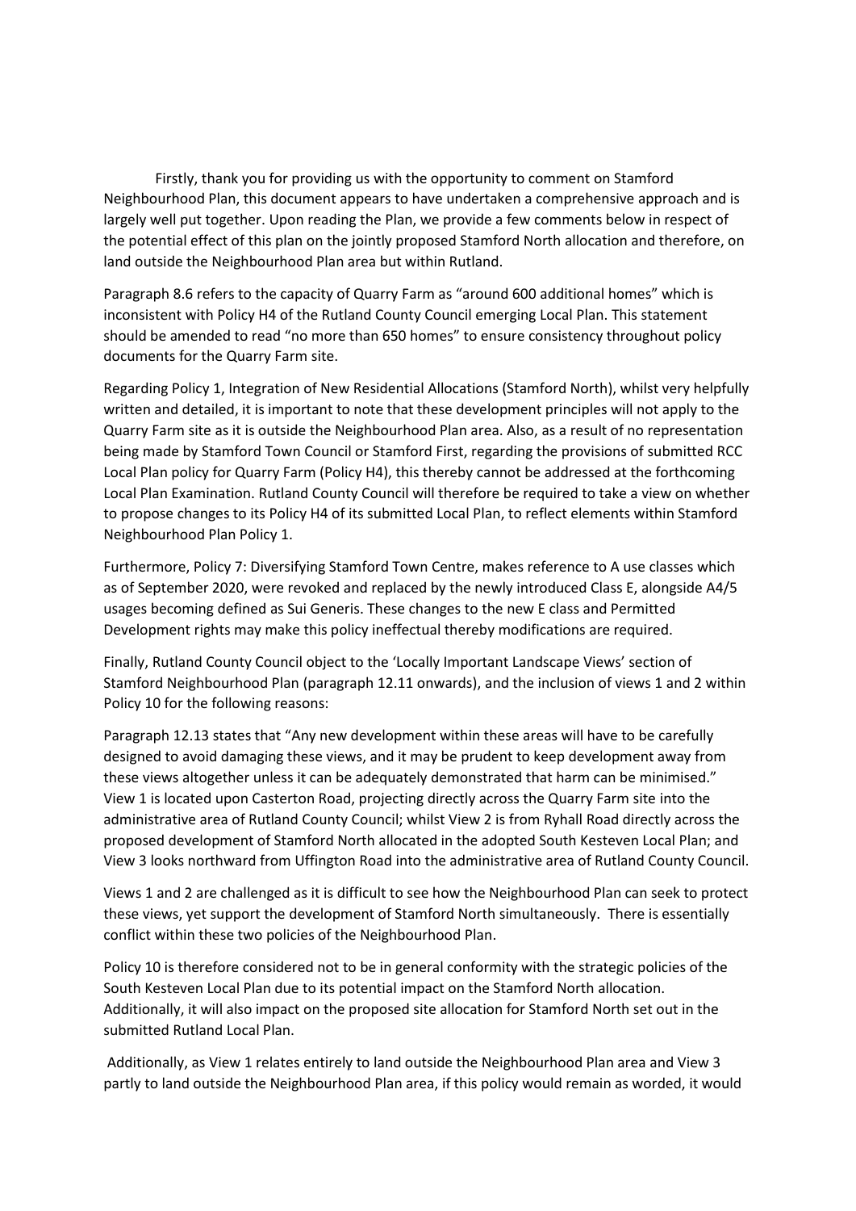Firstly, thank you for providing us with the opportunity to comment on Stamford Neighbourhood Plan, this document appears to have undertaken a comprehensive approach and is largely well put together. Upon reading the Plan, we provide a few comments below in respect of the potential effect of this plan on the jointly proposed Stamford North allocation and therefore, on land outside the Neighbourhood Plan area but within Rutland.

Paragraph 8.6 refers to the capacity of Quarry Farm as "around 600 additional homes" which is inconsistent with Policy H4 of the Rutland County Council emerging Local Plan. This statement should be amended to read "no more than 650 homes" to ensure consistency throughout policy documents for the Quarry Farm site.

Regarding Policy 1, Integration of New Residential Allocations (Stamford North), whilst very helpfully written and detailed, it is important to note that these development principles will not apply to the Quarry Farm site as it is outside the Neighbourhood Plan area. Also, as a result of no representation being made by Stamford Town Council or Stamford First, regarding the provisions of submitted RCC Local Plan policy for Quarry Farm (Policy H4), this thereby cannot be addressed at the forthcoming Local Plan Examination. Rutland County Council will therefore be required to take a view on whether to propose changes to its Policy H4 of its submitted Local Plan, to reflect elements within Stamford Neighbourhood Plan Policy 1.

Furthermore, Policy 7: Diversifying Stamford Town Centre, makes reference to A use classes which as of September 2020, were revoked and replaced by the newly introduced Class E, alongside A4/5 usages becoming defined as Sui Generis. These changes to the new E class and Permitted Development rights may make this policy ineffectual thereby modifications are required.

Finally, Rutland County Council object to the 'Locally Important Landscape Views' section of Stamford Neighbourhood Plan (paragraph 12.11 onwards), and the inclusion of views 1 and 2 within Policy 10 for the following reasons:

Paragraph 12.13 states that "Any new development within these areas will have to be carefully designed to avoid damaging these views, and it may be prudent to keep development away from these views altogether unless it can be adequately demonstrated that harm can be minimised." View 1 is located upon Casterton Road, projecting directly across the Quarry Farm site into the administrative area of Rutland County Council; whilst View 2 is from Ryhall Road directly across the proposed development of Stamford North allocated in the adopted South Kesteven Local Plan; and View 3 looks northward from Uffington Road into the administrative area of Rutland County Council.

Views 1 and 2 are challenged as it is difficult to see how the Neighbourhood Plan can seek to protect these views, yet support the development of Stamford North simultaneously. There is essentially conflict within these two policies of the Neighbourhood Plan.

Policy 10 is therefore considered not to be in general conformity with the strategic policies of the South Kesteven Local Plan due to its potential impact on the Stamford North allocation. Additionally, it will also impact on the proposed site allocation for Stamford North set out in the submitted Rutland Local Plan.

Additionally, as View 1 relates entirely to land outside the Neighbourhood Plan area and View 3 partly to land outside the Neighbourhood Plan area, if this policy would remain as worded, it would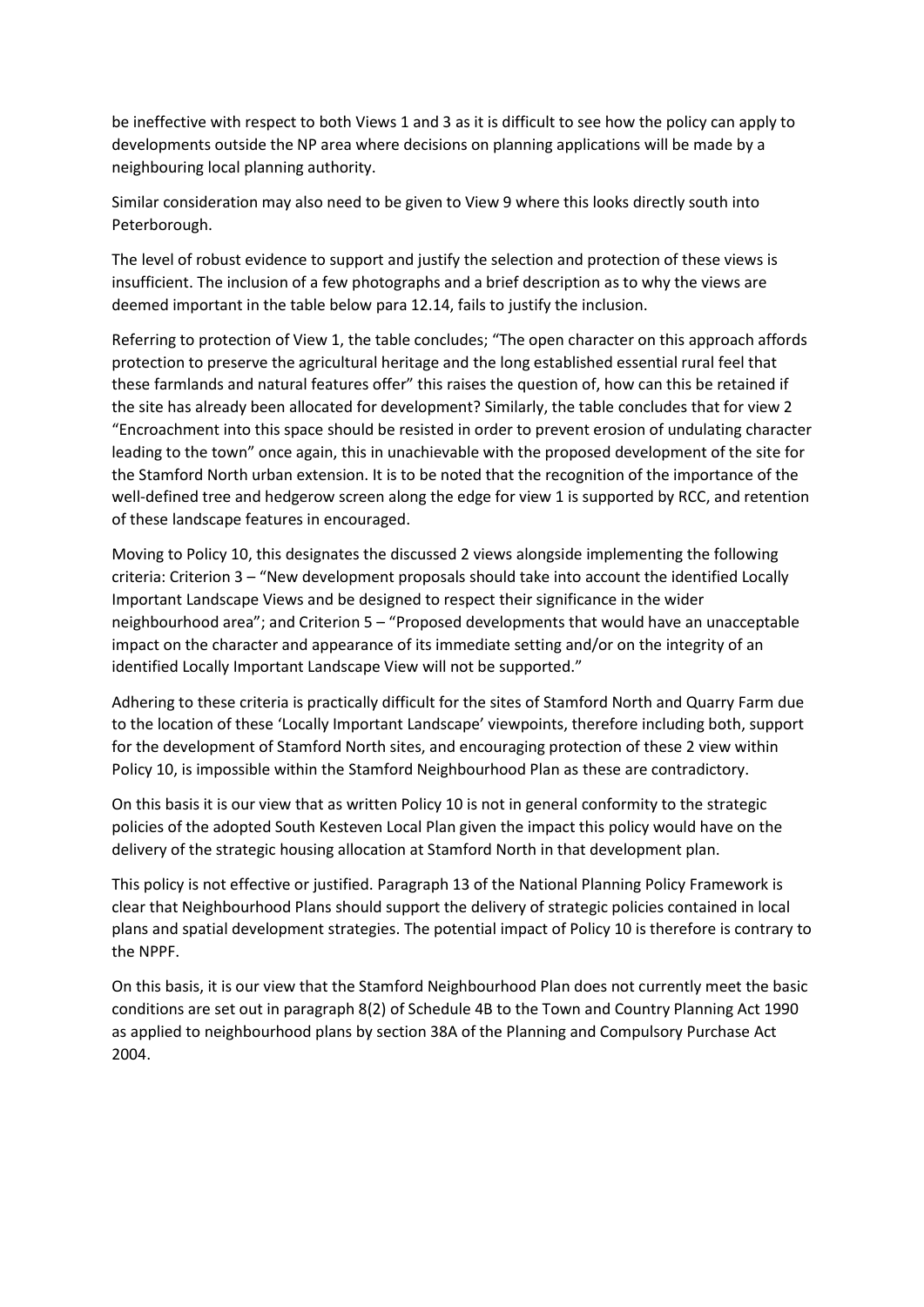be ineffective with respect to both Views 1 and 3 as it is difficult to see how the policy can apply to developments outside the NP area where decisions on planning applications will be made by a neighbouring local planning authority.

Similar consideration may also need to be given to View 9 where this looks directly south into Peterborough.

The level of robust evidence to support and justify the selection and protection of these views is insufficient. The inclusion of a few photographs and a brief description as to why the views are deemed important in the table below para 12.14, fails to justify the inclusion.

Referring to protection of View 1, the table concludes; "The open character on this approach affords protection to preserve the agricultural heritage and the long established essential rural feel that these farmlands and natural features offer" this raises the question of, how can this be retained if the site has already been allocated for development? Similarly, the table concludes that for view 2 "Encroachment into this space should be resisted in order to prevent erosion of undulating character leading to the town" once again, this in unachievable with the proposed development of the site for the Stamford North urban extension. It is to be noted that the recognition of the importance of the well-defined tree and hedgerow screen along the edge for view 1 is supported by RCC, and retention of these landscape features in encouraged.

Moving to Policy 10, this designates the discussed 2 views alongside implementing the following criteria: Criterion 3 – "New development proposals should take into account the identified Locally Important Landscape Views and be designed to respect their significance in the wider neighbourhood area"; and Criterion 5 – "Proposed developments that would have an unacceptable impact on the character and appearance of its immediate setting and/or on the integrity of an identified Locally Important Landscape View will not be supported."

Adhering to these criteria is practically difficult for the sites of Stamford North and Quarry Farm due to the location of these 'Locally Important Landscape' viewpoints, therefore including both, support for the development of Stamford North sites, and encouraging protection of these 2 view within Policy 10, is impossible within the Stamford Neighbourhood Plan as these are contradictory.

On this basis it is our view that as written Policy 10 is not in general conformity to the strategic policies of the adopted South Kesteven Local Plan given the impact this policy would have on the delivery of the strategic housing allocation at Stamford North in that development plan.

This policy is not effective or justified. Paragraph 13 of the National Planning Policy Framework is clear that Neighbourhood Plans should support the delivery of strategic policies contained in local plans and spatial development strategies. The potential impact of Policy 10 is therefore is contrary to the NPPF.

On this basis, it is our view that the Stamford Neighbourhood Plan does not currently meet the basic conditions are set out in paragraph 8(2) of Schedule 4B to the Town and Country Planning Act 1990 as applied to neighbourhood plans by section 38A of the Planning and Compulsory Purchase Act 2004.